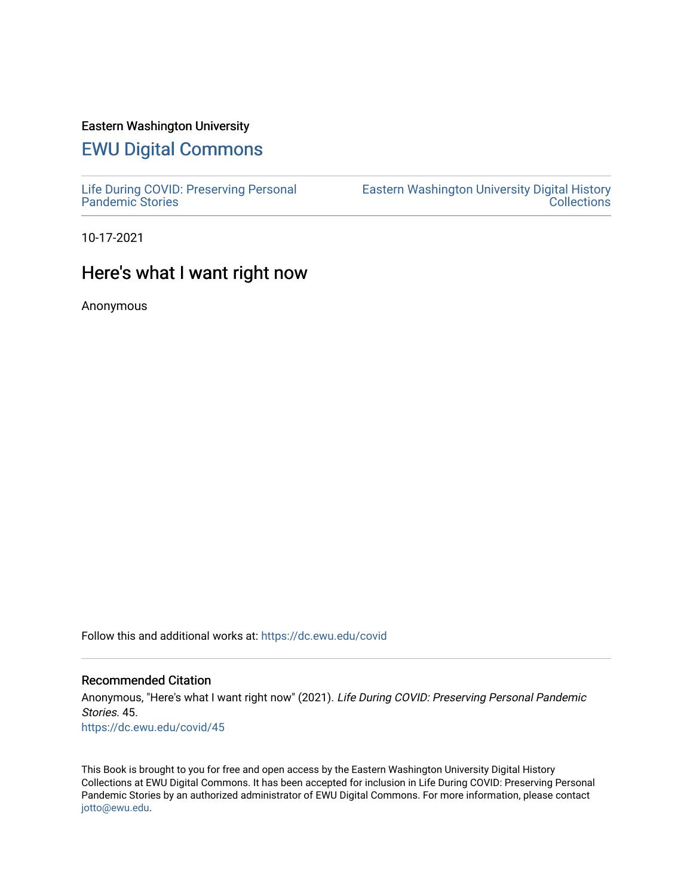Eastern Washington University

## EWU Digital Commons

Life During COVID: Preserving Personal Pandemic Stories

Eastern Washington University Digital History Collections

10-17-2021

# Here's what I want right now

Anonymous

Follow this and additional works at: https://dc.ewu.edu/covid

### Recommended Citation

Anonymous, "Here's what I want right now" (2021). *Life During COVID: Preserving Personal Pandemic Stories*. 45.
https://dc.ewu.edu/covid/45

This Book is brought to you for free and open access by the Eastern Washington University Digital History Collections at EWU Digital Commons. It has been accepted for inclusion in Life During COVID: Preserving Personal Pandemic Stories by an authorized administrator of EWU Digital Commons. For more information, please contact jotto@ewu.edu.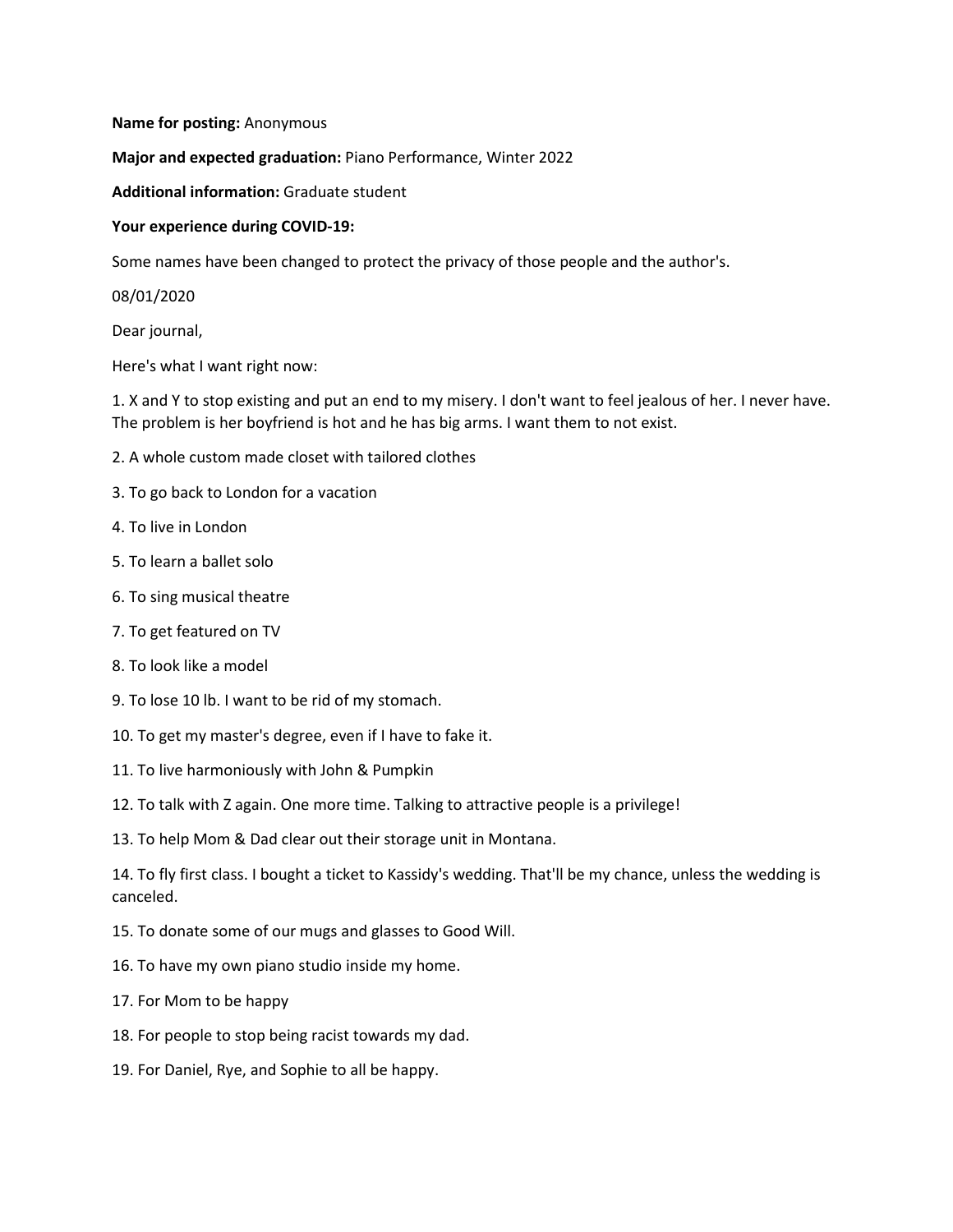**Name for posting:** Anonymous

**Major and expected graduation:** Piano Performance, Winter 2022

**Additional information:** Graduate student

**Your experience during COVID-19:**

Some names have been changed to protect the privacy of those people and the author's.

08/01/2020

Dear journal,

Here's what I want right now:

1. X and Y to stop existing and put an end to my misery. I don't want to feel jealous of her. I never have. The problem is her boyfriend is hot and he has big arms. I want them to not exist.
2. A whole custom made closet with tailored clothes
3. To go back to London for a vacation
4. To live in London
5. To learn a ballet solo
6. To sing musical theatre
7. To get featured on TV
8. To look like a model
9. To lose 10 lb. I want to be rid of my stomach.
10. To get my master's degree, even if I have to fake it.
11. To live harmoniously with John & Pumpkin
12. To talk with Z again. One more time. Talking to attractive people is a privilege!
13. To help Mom & Dad clear out their storage unit in Montana.
14. To fly first class. I bought a ticket to Kassidy's wedding. That'll be my chance, unless the wedding is canceled.
15. To donate some of our mugs and glasses to Good Will.
16. To have my own piano studio inside my home.
17. For Mom to be happy
18. For people to stop being racist towards my dad.
19. For Daniel, Rye, and Sophie to all be happy.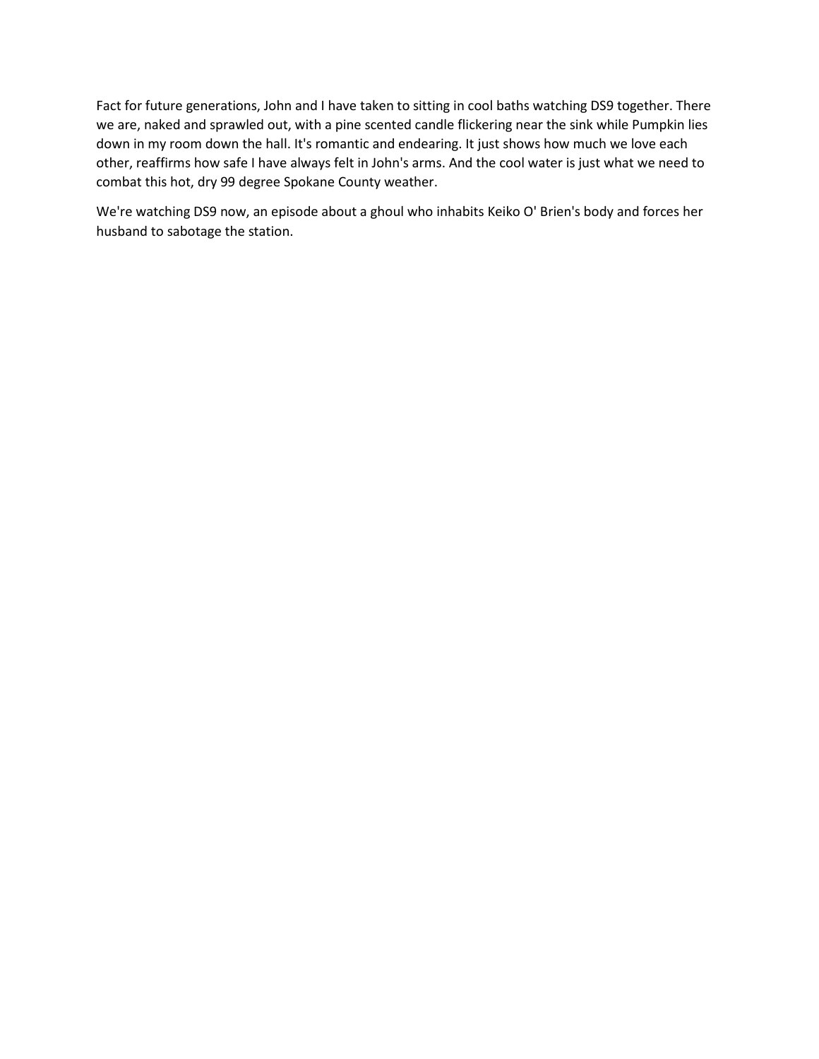Fact for future generations, John and I have taken to sitting in cool baths watching DS9 together. There we are, naked and sprawled out, with a pine scented candle flickering near the sink while Pumpkin lies down in my room down the hall. It's romantic and endearing. It just shows how much we love each other, reaffirms how safe I have always felt in John's arms. And the cool water is just what we need to combat this hot, dry 99 degree Spokane County weather.

We're watching DS9 now, an episode about a ghoul who inhabits Keiko O' Brien's body and forces her husband to sabotage the station.